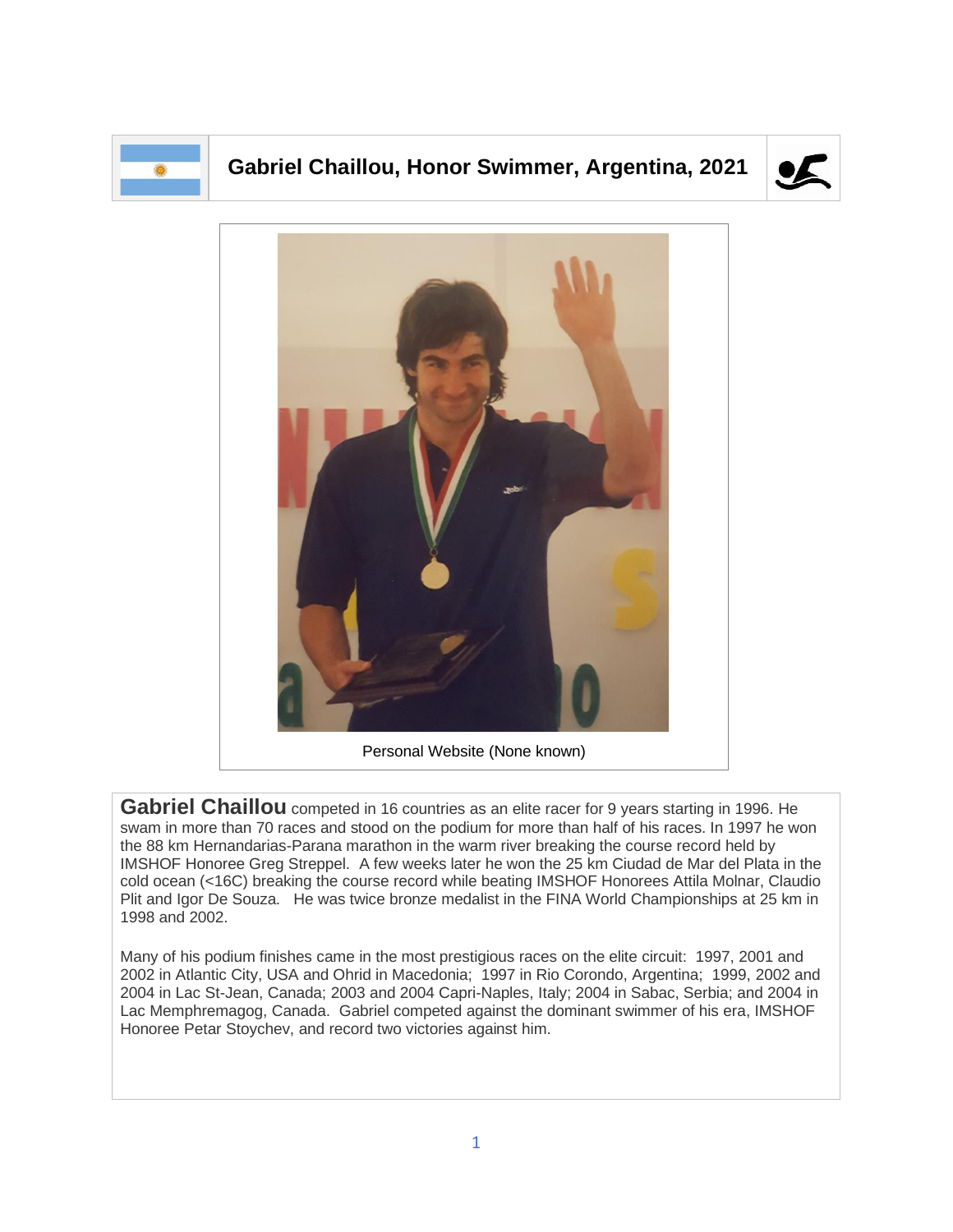# Gabriel Chaillou, Honor Swimmer, Argentina, 2021

Personal Website (None known)

**Gabriel Chaillou** competed in 16 countries as an elite racer for 9 years starting in 1996. He swam in more than 70 races and stood on the podium for more than half of his races. In 1997 he won the 88 km Hernandarias-Parana marathon in the warm river breaking the course record held by IMSHOF Honoree Greg Streppel. A few weeks later he won the 25 km Ciudad de Mar del Plata in the cold ocean (<16C) breaking the course record while beating IMSHOF Honorees Attila Molnar, Claudio Plit and Igor De Souza. He was twice bronze medalist in the FINA World Championships at 25 km in 1998 and 2002.

Many of his podium finishes came in the most prestigious races on the elite circuit: 1997, 2001 and 2002 in Atlantic City, USA and Ohrid in Macedonia; 1997 in Rio Corondo, Argentina; 1999, 2002 and 2004 in Lac St-Jean, Canada; 2003 and 2004 Capri-Naples, Italy; 2004 in Sabac, Serbia; and 2004 in Lac Memphremagog, Canada. Gabriel competed against the dominant swimmer of his era, IMSHOF Honoree Petar Stoychev, and record two victories against him.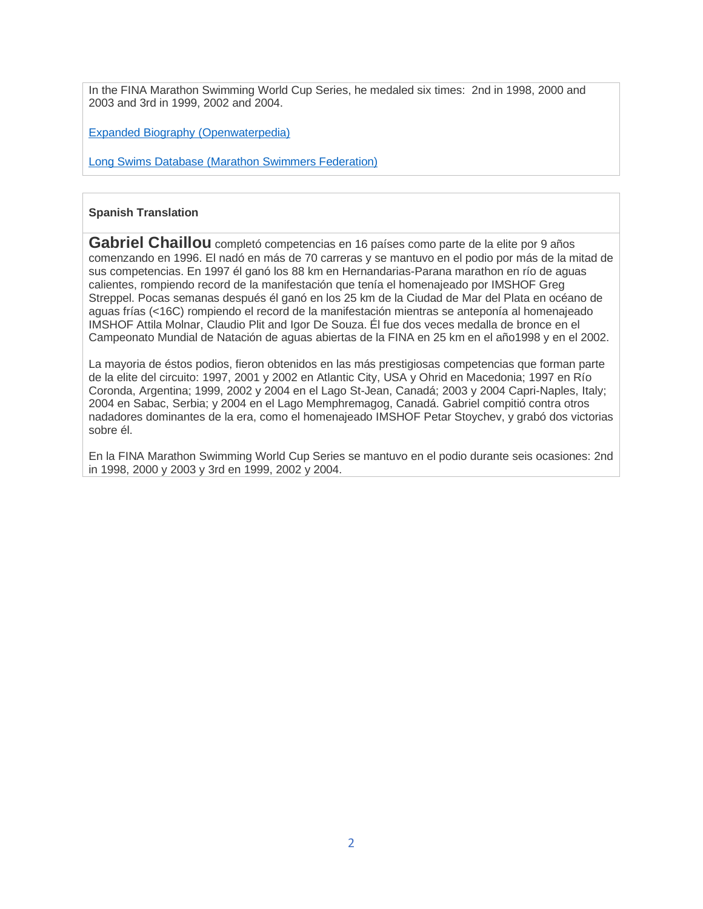In the FINA Marathon Swimming World Cup Series, he medaled six times: 2nd in 1998, 2000 and 2003 and 3rd in 1999, 2002 and 2004.

[Expanded Biography (Openwaterpedia)]

[Long Swims Database (Marathon Swimmers Federation)]

**Spanish Translation**

**Gabriel Chaillou** completó competencias en 16 países como parte de la elite por 9 años comenzando en 1996. El nadó en más de 70 carreras y se mantuvo en el podio por más de la mitad de sus competencias. En 1997 él ganó los 88 km en Hernandarias-Parana marathon en río de aguas calientes, rompiendo record de la manifestación que tenía el homenajeado por IMSHOF Greg Streppel. Pocas semanas después él ganó en los 25 km de la Ciudad de Mar del Plata en océano de aguas frías (<16C) rompiendo el record de la manifestación mientras se anteponía al homenajeado IMSHOF Attila Molnar, Claudio Plit and Igor De Souza. Él fue dos veces medalla de bronce en el Campeonato Mundial de Natación de aguas abiertas de la FINA en 25 km en el año1998 y en el 2002.

La mayoria de éstos podios, fieron obtenidos en las más prestigiosas competencias que forman parte de la elite del circuito: 1997, 2001 y 2002 en Atlantic City, USA y Ohrid en Macedonia; 1997 en Río Coronda, Argentina; 1999, 2002 y 2004 en el Lago St-Jean, Canadá; 2003 y 2004 Capri-Naples, Italy; 2004 en Sabac, Serbia; y 2004 en el Lago Memphremagog, Canadá. Gabriel compitió contra otros nadadores dominantes de la era, como el homenajeado IMSHOF Petar Stoychev, y grabó dos victorias sobre él.

En la FINA Marathon Swimming World Cup Series se mantuvo en el podio durante seis ocasiones: 2nd in 1998, 2000 y 2003 y 3rd en 1999, 2002 y 2004.